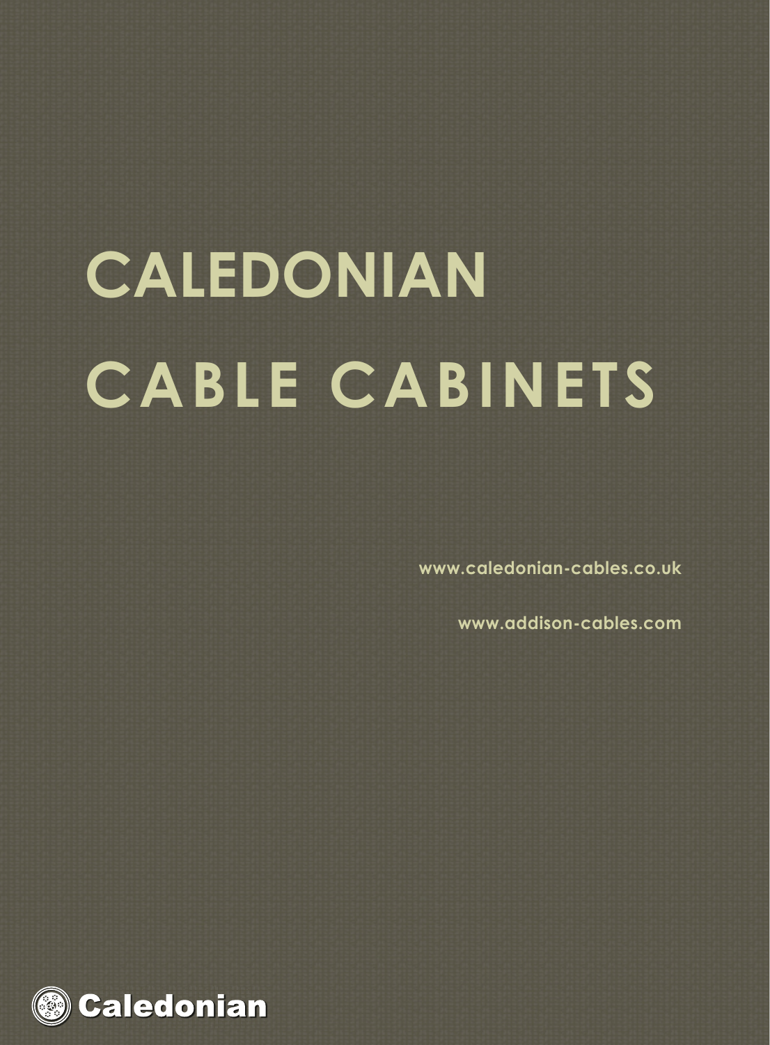# CALEDONIAN CABLE CABINETS

www.caledonian-cables.co.uk

www.addison-cables.com

Caledonian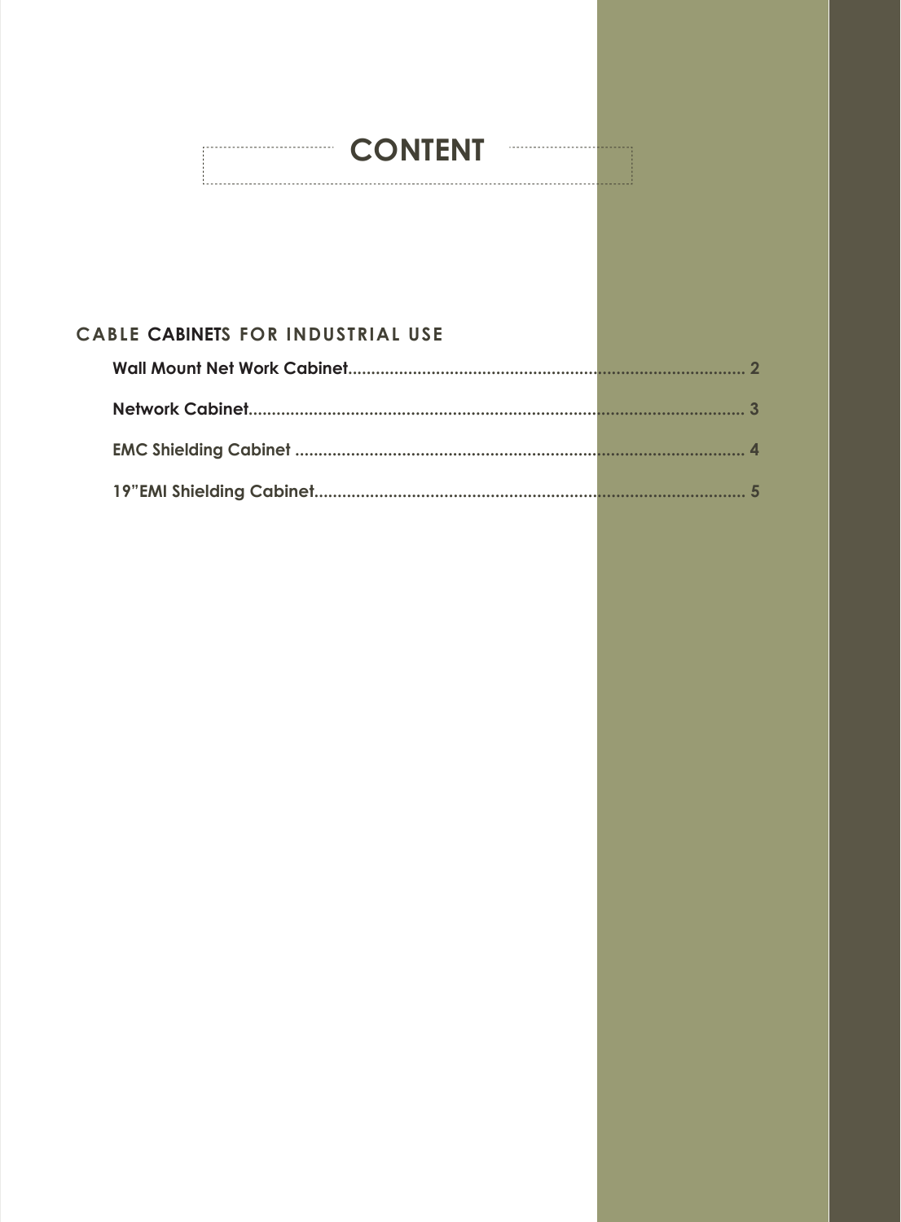# CONTENT

## CABLE CABINETS FOR INDUSTRIAL USE

- **Wall Mount Net Work Cabinet**........................................ 2
- **Network Cabinet**........................................ 3
- **EMC Shielding Cabinet** ........................................ 4
- **19"EMI Shielding Cabinet**........................................ 5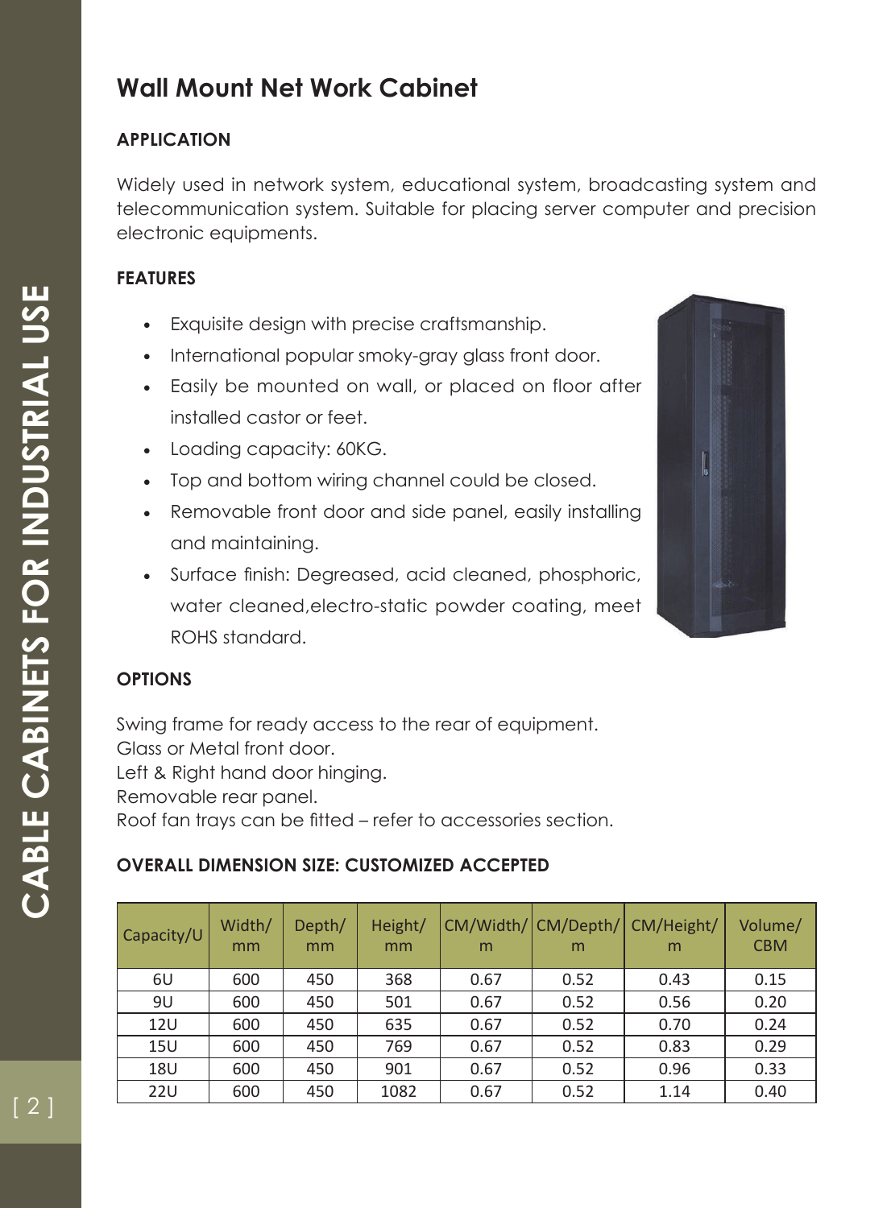# Wall Mount Net Work Cabinet

### APPLICATION

Widely used in network system, educational system, broadcasting system and telecommunication system. Suitable for placing server computer and precision electronic equipments.

### FEATURES

- Exquisite design with precise craftsmanship.
- International popular smoky-gray glass front door.
- Easily be mounted on wall, or placed on floor after installed castor or feet.
- Loading capacity: 60KG.
- Top and bottom wiring channel could be closed.
- Removable front door and side panel, easily installing and maintaining.
- Surface finish: Degreased, acid cleaned, phosphoric, water cleaned,electro-static powder coating, meet ROHS standard.

### OPTIONS

Swing frame for ready access to the rear of equipment.
Glass or Metal front door.
Left & Right hand door hinging.
Removable rear panel.
Roof fan trays can be fitted – refer to accessories section.

### OVERALL DIMENSION SIZE: CUSTOMIZED ACCEPTED

| Capacity/U | Width/ mm | Depth/ mm | Height/ mm | CM/Width/ m | CM/Depth/ m | CM/Height/ m | Volume/ CBM |
|---|---|---|---|---|---|---|---|
| 6U | 600 | 450 | 368 | 0.67 | 0.52 | 0.43 | 0.15 |
| 9U | 600 | 450 | 501 | 0.67 | 0.52 | 0.56 | 0.20 |
| 12U | 600 | 450 | 635 | 0.67 | 0.52 | 0.70 | 0.24 |
| 15U | 600 | 450 | 769 | 0.67 | 0.52 | 0.83 | 0.29 |
| 18U | 600 | 450 | 901 | 0.67 | 0.52 | 0.96 | 0.33 |
| 22U | 600 | 450 | 1082 | 0.67 | 0.52 | 1.14 | 0.40 |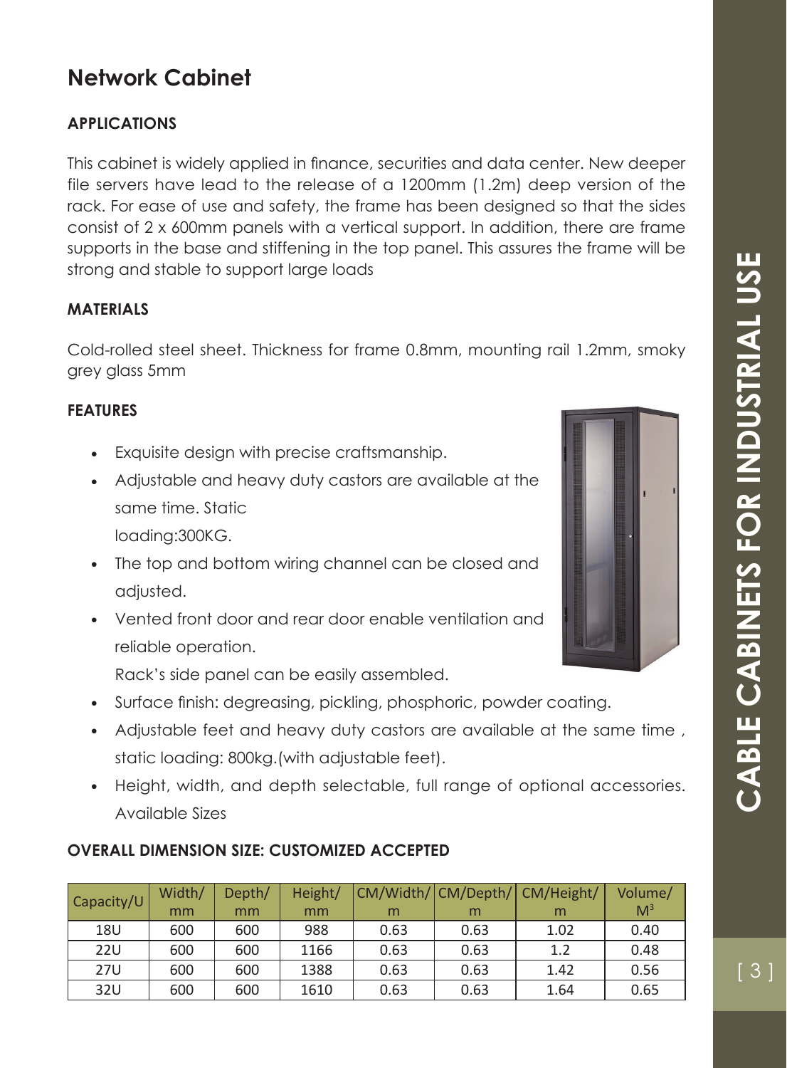# Network Cabinet

### APPLICATIONS

This cabinet is widely applied in finance, securities and data center. New deeper file servers have lead to the release of a 1200mm (1.2m) deep version of the rack. For ease of use and safety, the frame has been designed so that the sides consist of 2 x 600mm panels with a vertical support. In addition, there are frame supports in the base and stiffening in the top panel. This assures the frame will be strong and stable to support large loads

### MATERIALS

Cold-rolled steel sheet. Thickness for frame 0.8mm, mounting rail 1.2mm, smoky grey glass 5mm

### FEATURES

- Exquisite design with precise craftsmanship.
- Adjustable and heavy duty castors are available at the same time. Static loading:300KG.
- The top and bottom wiring channel can be closed and adjusted.
- Vented front door and rear door enable ventilation and reliable operation.
  Rack's side panel can be easily assembled.
- Surface finish: degreasing, pickling, phosphoric, powder coating.
- Adjustable feet and heavy duty castors are available at the same time , static loading: 800kg.(with adjustable feet).
- Height, width, and depth selectable, full range of optional accessories. Available Sizes

### OVERALL DIMENSION SIZE: CUSTOMIZED ACCEPTED

| Capacity/U | Width/mm | Depth/mm | Height/mm | CM/Width/m | CM/Depth/m | CM/Height/m | Volume/$M^3$ |
|---|---|---|---|---|---|---|---|
| 18U | 600 | 600 | 988 | 0.63 | 0.63 | 1.02 | 0.40 |
| 22U | 600 | 600 | 1166 | 0.63 | 0.63 | 1.2 | 0.48 |
| 27U | 600 | 600 | 1388 | 0.63 | 0.63 | 1.42 | 0.56 |
| 32U | 600 | 600 | 1610 | 0.63 | 0.63 | 1.64 | 0.65 |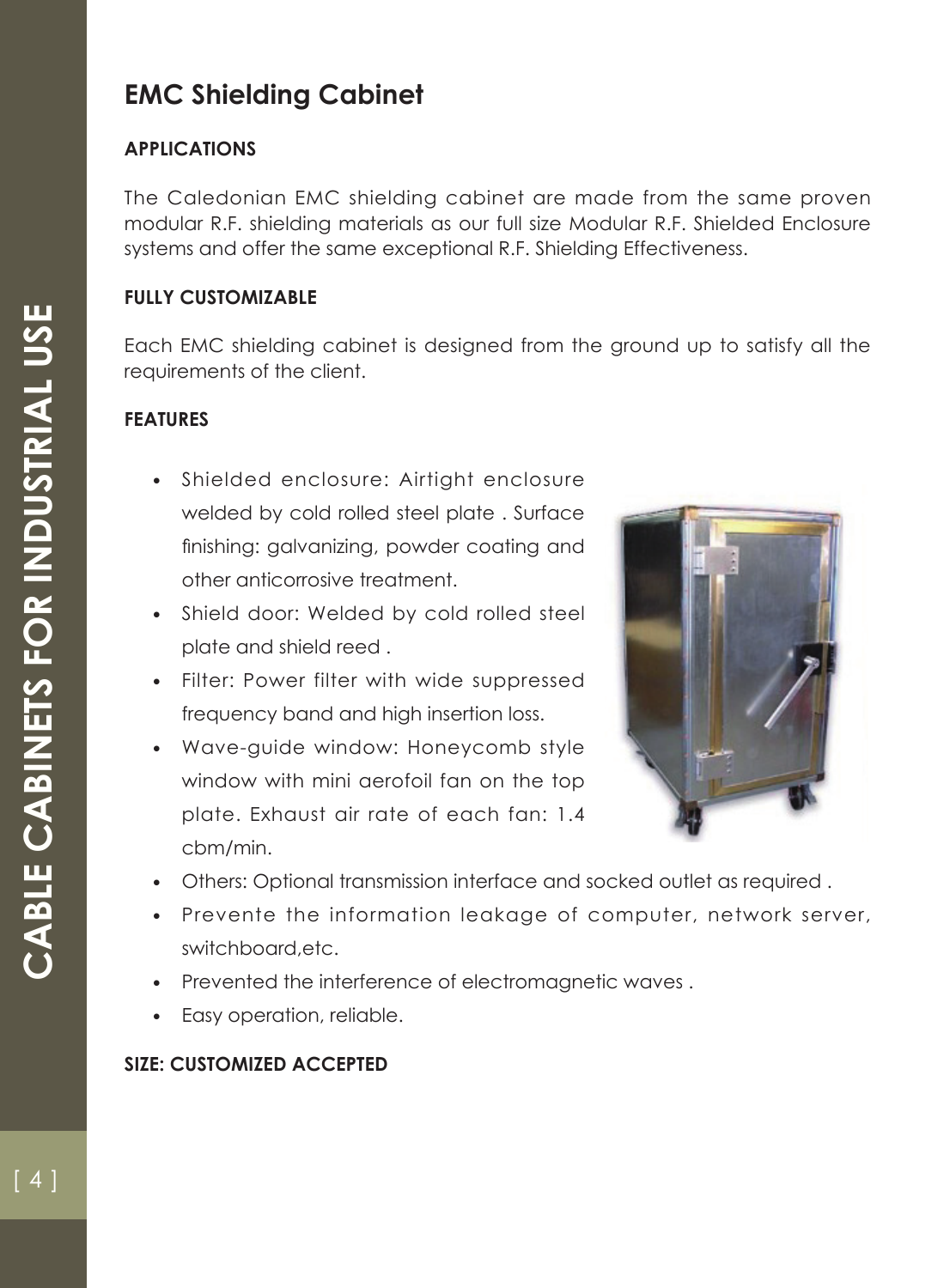# EMC Shielding Cabinet

## APPLICATIONS

The Caledonian EMC shielding cabinet are made from the same proven modular R.F. shielding materials as our full size Modular R.F. Shielded Enclosure systems and offer the same exceptional R.F. Shielding Effectiveness.

## FULLY CUSTOMIZABLE

Each EMC shielding cabinet is designed from the ground up to satisfy all the requirements of the client.

## FEATURES

- Shielded enclosure: Airtight enclosure welded by cold rolled steel plate . Surface finishing: galvanizing, powder coating and other anticorrosive treatment.
- Shield door: Welded by cold rolled steel plate and shield reed .
- Filter: Power filter with wide suppressed frequency band and high insertion loss.
- Wave-guide window: Honeycomb style window with mini aerofoil fan on the top plate. Exhaust air rate of each fan: 1.4 cbm/min.
- Others: Optional transmission interface and socked outlet as required .
- Prevente the information leakage of computer, network server, switchboard,etc.
- Prevented the interference of electromagnetic waves .
- Easy operation, reliable.

## SIZE: CUSTOMIZED ACCEPTED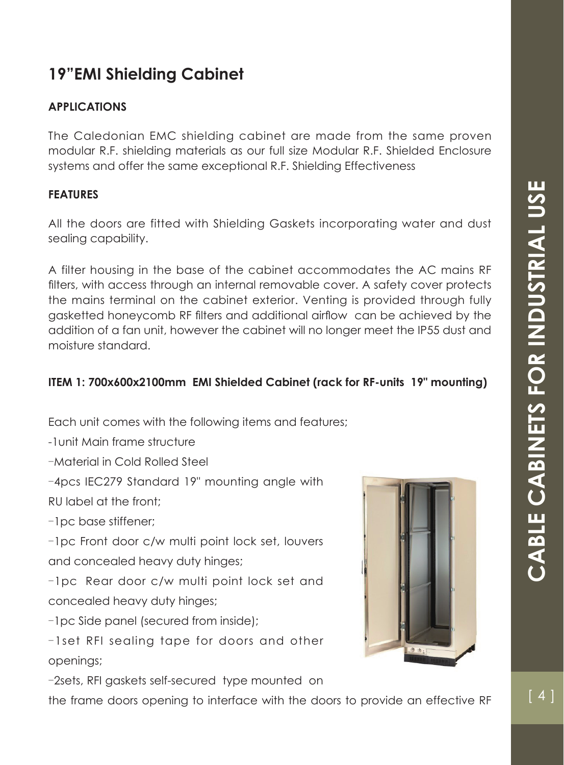# 19”EMI Shielding Cabinet

**APPLICATIONS**

The Caledonian EMC shielding cabinet are made from the same proven modular R.F. shielding materials as our full size Modular R.F. Shielded Enclosure systems and offer the same exceptional R.F. Shielding Effectiveness

**FEATURES**

All the doors are fitted with Shielding Gaskets incorporating water and dust sealing capability.

A filter housing in the base of the cabinet accommodates the AC mains RF filters, with access through an internal removable cover. A safety cover protects the mains terminal on the cabinet exterior. Venting is provided through fully gasketted honeycomb RF filters and additional airflow can be achieved by the addition of a fan unit, however the cabinet will no longer meet the IP55 dust and moisture standard.

**ITEM 1: 700x600x2100mm EMI Shielded Cabinet (rack for RF-units 19" mounting)**

Each unit comes with the following items and features;

-1unit Main frame structure

-Material in Cold Rolled Steel

-4pcs IEC279 Standard 19" mounting angle with RU label at the front;

-1pc base stiffener;

-1pc Front door c/w multi point lock set, louvers and concealed heavy duty hinges;

-1pc Rear door c/w multi point lock set and concealed heavy duty hinges;

-1pc Side panel (secured from inside);

-1set RFI sealing tape for doors and other openings;

-2sets, RFI gaskets self-secured type mounted on the frame doors opening to interface with the doors to provide an effective RF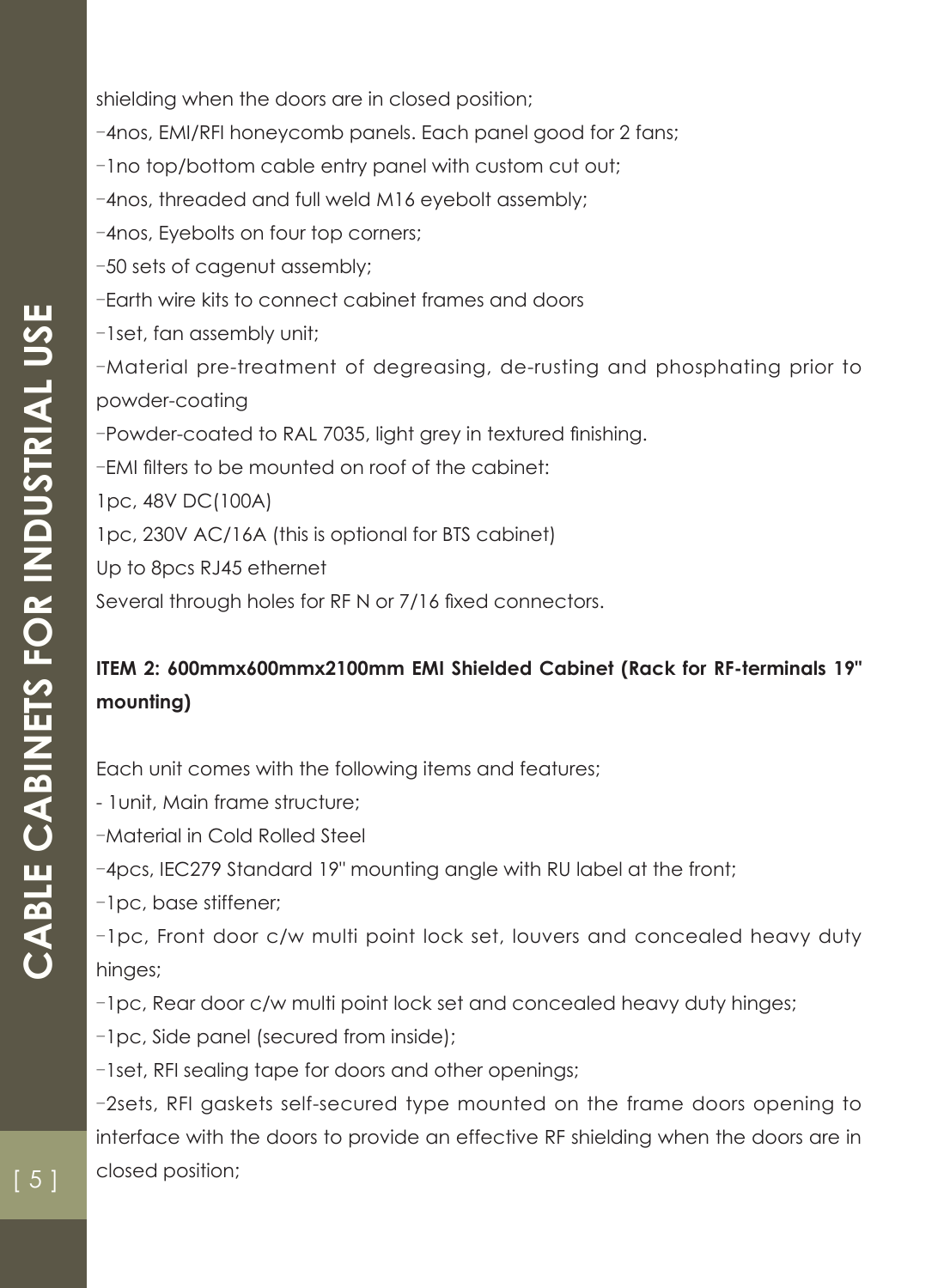shielding when the doors are in closed position;

−4nos, EMI/RFI honeycomb panels. Each panel good for 2 fans;

−1no top/bottom cable entry panel with custom cut out;

−4nos, threaded and full weld M16 eyebolt assembly;

−4nos, Eyebolts on four top corners;

−50 sets of cagenut assembly;

−Earth wire kits to connect cabinet frames and doors

−1set, fan assembly unit;

−Material pre-treatment of degreasing, de-rusting and phosphating prior to powder-coating

−Powder-coated to RAL 7035, light grey in textured finishing.

−EMI filters to be mounted on roof of the cabinet:

1pc, 48V DC(100A)

1pc, 230V AC/16A (this is optional for BTS cabinet)

Up to 8pcs RJ45 ethernet

Several through holes for RF N or 7/16 fixed connectors.

**ITEM 2: 600mmx600mmx2100mm EMI Shielded Cabinet (Rack for RF-terminals 19" mounting)**

Each unit comes with the following items and features;

- 1unit, Main frame structure;

−Material in Cold Rolled Steel

−4pcs, IEC279 Standard 19" mounting angle with RU label at the front;

−1pc, base stiffener;

−1pc, Front door c/w multi point lock set, louvers and concealed heavy duty hinges;

−1pc, Rear door c/w multi point lock set and concealed heavy duty hinges;

−1pc, Side panel (secured from inside);

−1set, RFI sealing tape for doors and other openings;

−2sets, RFI gaskets self-secured type mounted on the frame doors opening to interface with the doors to provide an effective RF shielding when the doors are in closed position;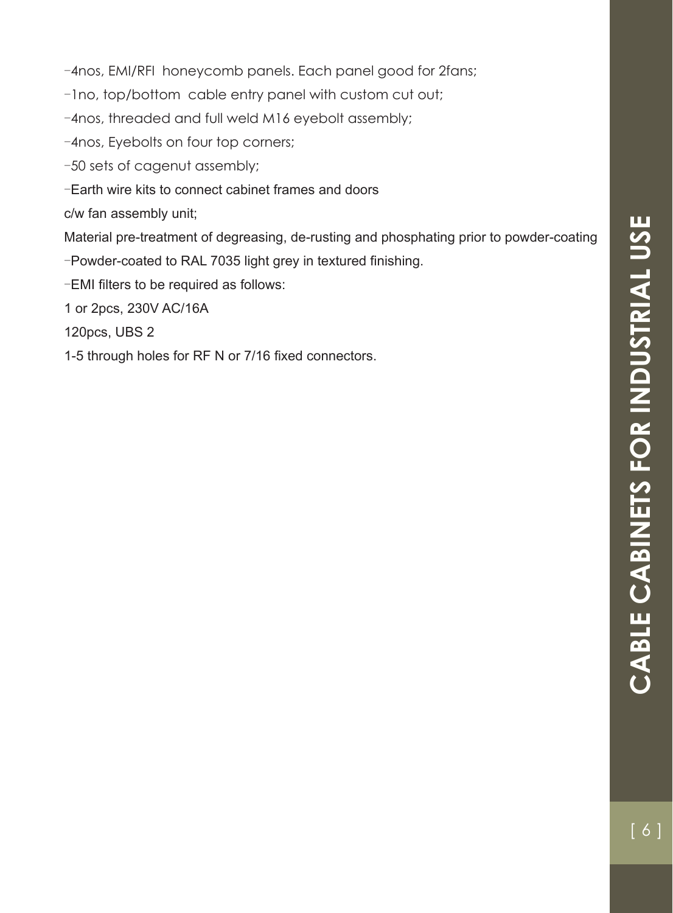-4nos, EMI/RFI honeycomb panels. Each panel good for 2fans;

-1no, top/bottom cable entry panel with custom cut out;

-4nos, threaded and full weld M16 eyebolt assembly;

-4nos, Eyebolts on four top corners;

-50 sets of cagenut assembly;

-Earth wire kits to connect cabinet frames and doors

c/w fan assembly unit;

Material pre-treatment of degreasing, de-rusting and phosphating prior to powder-coating

-Powder-coated to RAL 7035 light grey in textured finishing.

-EMI filters to be required as follows:

1 or 2pcs, 230V AC/16A

120pcs, UBS 2

1-5 through holes for RF N or 7/16 fixed connectors.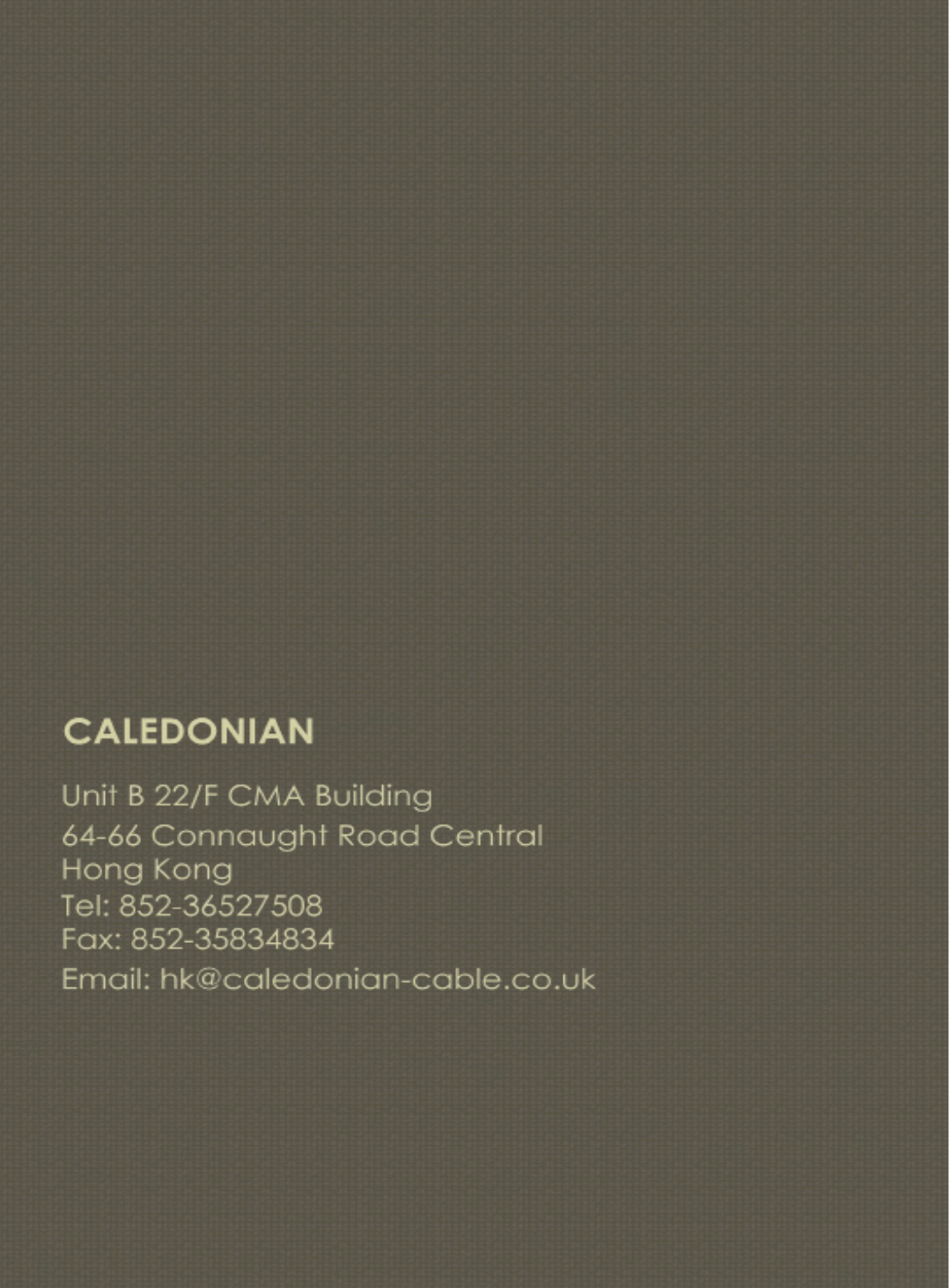## CALEDONIAN

Unit B 22/F CMA Building
64-66 Connaught Road Central
Hong Kong
Tel: 852-36527508
Fax: 852-35834834
Email: hk@caledonian-cable.co.uk